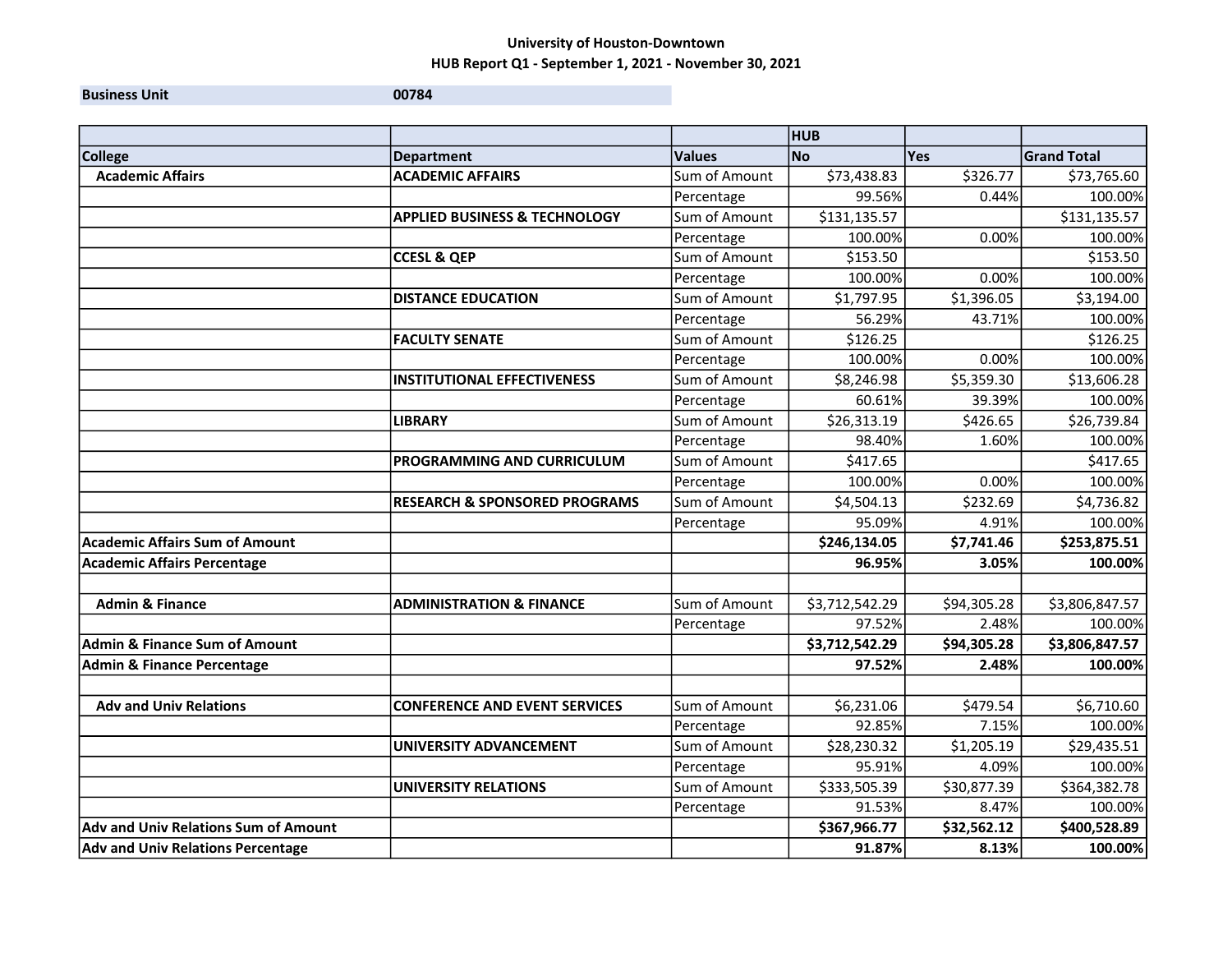# University of Houston-Downtown

## HUB Report Q1 - September 1, 2021 - November 30, 2021

| Business Unit | 00784 |
|---|---|

| | | | HUB | | |
|---|---|---|---|---|---|
| **College** | **Department** | **Values** | **No** | **Yes** | **Grand Total** |
| **Academic Affairs** | **ACADEMIC AFFAIRS** | Sum of Amount | $73,438.83 | $326.77 | $73,765.60 |
| | | Percentage | 99.56% | 0.44% | 100.00% |
| | **APPLIED BUSINESS & TECHNOLOGY** | Sum of Amount | $131,135.57 | | $131,135.57 |
| | | Percentage | 100.00% | 0.00% | 100.00% |
| | **CCESL & QEP** | Sum of Amount | $153.50 | | $153.50 |
| | | Percentage | 100.00% | 0.00% | 100.00% |
| | **DISTANCE EDUCATION** | Sum of Amount | $1,797.95 | $1,396.05 | $3,194.00 |
| | | Percentage | 56.29% | 43.71% | 100.00% |
| | **FACULTY SENATE** | Sum of Amount | $126.25 | | $126.25 |
| | | Percentage | 100.00% | 0.00% | 100.00% |
| | **INSTITUTIONAL EFFECTIVENESS** | Sum of Amount | $8,246.98 | $5,359.30 | $13,606.28 |
| | | Percentage | 60.61% | 39.39% | 100.00% |
| | **LIBRARY** | Sum of Amount | $26,313.19 | $426.65 | $26,739.84 |
| | | Percentage | 98.40% | 1.60% | 100.00% |
| | **PROGRAMMING AND CURRICULUM** | Sum of Amount | $417.65 | | $417.65 |
| | | Percentage | 100.00% | 0.00% | 100.00% |
| | **RESEARCH & SPONSORED PROGRAMS** | Sum of Amount | $4,504.13 | $232.69 | $4,736.82 |
| | | Percentage | 95.09% | 4.91% | 100.00% |
| **Academic Affairs Sum of Amount** | | | **$246,134.05** | **$7,741.46** | **$253,875.51** |
| **Academic Affairs Percentage** | | | **96.95%** | **3.05%** | **100.00%** |
| | | | | | |
| **Admin & Finance** | **ADMINISTRATION & FINANCE** | Sum of Amount | $3,712,542.29 | $94,305.28 | $3,806,847.57 |
| | | Percentage | 97.52% | 2.48% | 100.00% |
| **Admin & Finance Sum of Amount** | | | **$3,712,542.29** | **$94,305.28** | **$3,806,847.57** |
| **Admin & Finance Percentage** | | | **97.52%** | **2.48%** | **100.00%** |
| | | | | | |
| **Adv and Univ Relations** | **CONFERENCE AND EVENT SERVICES** | Sum of Amount | $6,231.06 | $479.54 | $6,710.60 |
| | | Percentage | 92.85% | 7.15% | 100.00% |
| | **UNIVERSITY ADVANCEMENT** | Sum of Amount | $28,230.32 | $1,205.19 | $29,435.51 |
| | | Percentage | 95.91% | 4.09% | 100.00% |
| | **UNIVERSITY RELATIONS** | Sum of Amount | $333,505.39 | $30,877.39 | $364,382.78 |
| | | Percentage | 91.53% | 8.47% | 100.00% |
| **Adv and Univ Relations Sum of Amount** | | | **$367,966.77** | **$32,562.12** | **$400,528.89** |
| **Adv and Univ Relations Percentage** | | | **91.87%** | **8.13%** | **100.00%** |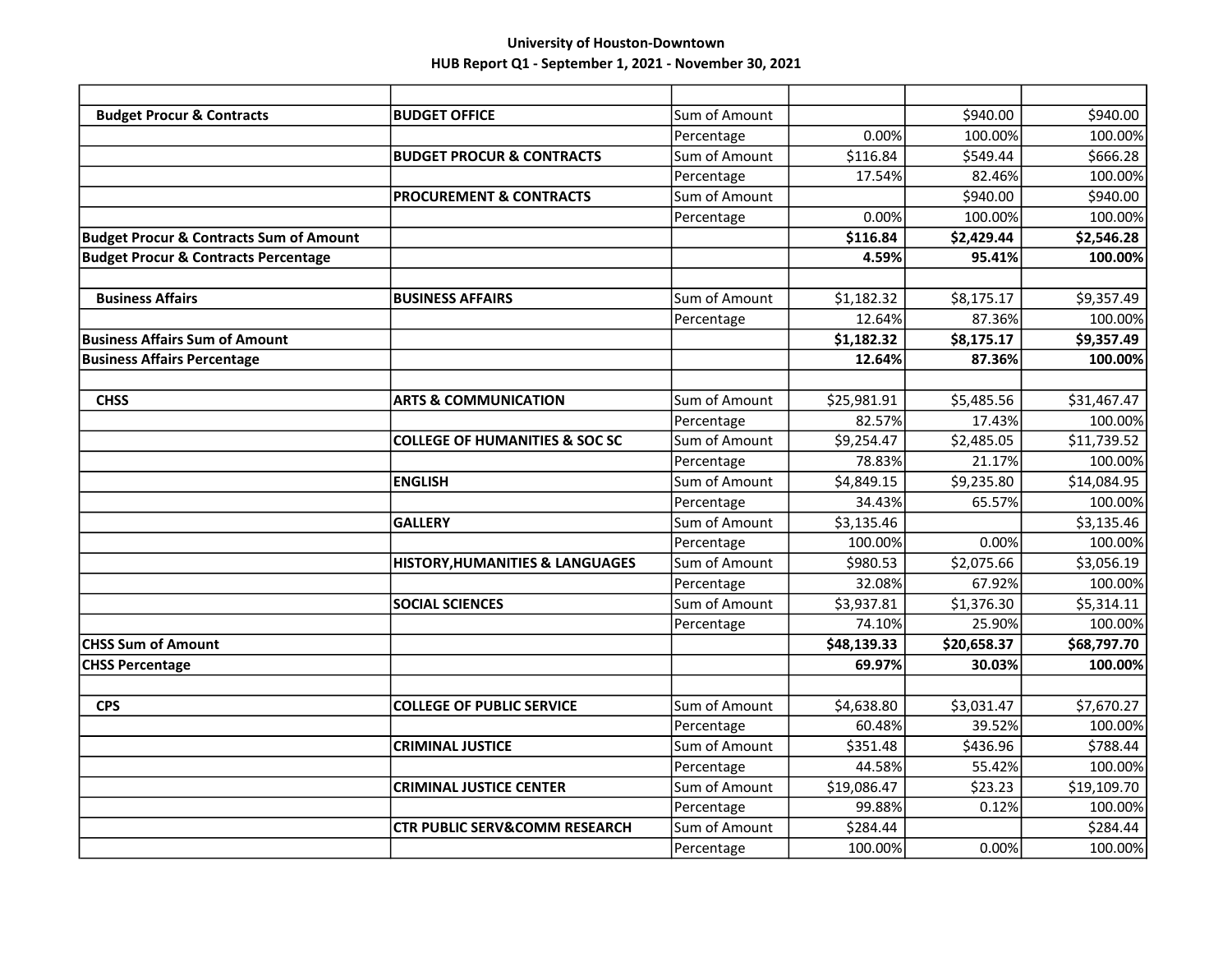**University of Houston-Downtown**

**HUB Report Q1 - September 1, 2021 - November 30, 2021**

| | | | | | |
|---|---|---|---|---|---|
| **Budget Procur & Contracts** | **BUDGET OFFICE** | Sum of Amount | | $940.00 | $940.00 |
| | | Percentage | 0.00% | 100.00% | 100.00% |
| | **BUDGET PROCUR & CONTRACTS** | Sum of Amount | $116.84 | $549.44 | $666.28 |
| | | Percentage | 17.54% | 82.46% | 100.00% |
| | **PROCUREMENT & CONTRACTS** | Sum of Amount | | $940.00 | $940.00 |
| | | Percentage | 0.00% | 100.00% | 100.00% |
| **Budget Procur & Contracts Sum of Amount** | | | **$116.84** | **$2,429.44** | **$2,546.28** |
| **Budget Procur & Contracts Percentage** | | | **4.59%** | **95.41%** | **100.00%** |
| | | | | | |
| **Business Affairs** | **BUSINESS AFFAIRS** | Sum of Amount | $1,182.32 | $8,175.17 | $9,357.49 |
| | | Percentage | 12.64% | 87.36% | 100.00% |
| **Business Affairs Sum of Amount** | | | **$1,182.32** | **$8,175.17** | **$9,357.49** |
| **Business Affairs Percentage** | | | **12.64%** | **87.36%** | **100.00%** |
| | | | | | |
| **CHSS** | **ARTS & COMMUNICATION** | Sum of Amount | $25,981.91 | $5,485.56 | $31,467.47 |
| | | Percentage | 82.57% | 17.43% | 100.00% |
| | **COLLEGE OF HUMANITIES & SOC SC** | Sum of Amount | $9,254.47 | $2,485.05 | $11,739.52 |
| | | Percentage | 78.83% | 21.17% | 100.00% |
| | **ENGLISH** | Sum of Amount | $4,849.15 | $9,235.80 | $14,084.95 |
| | | Percentage | 34.43% | 65.57% | 100.00% |
| | **GALLERY** | Sum of Amount | $3,135.46 | | $3,135.46 |
| | | Percentage | 100.00% | 0.00% | 100.00% |
| | **HISTORY,HUMANITIES & LANGUAGES** | Sum of Amount | $980.53 | $2,075.66 | $3,056.19 |
| | | Percentage | 32.08% | 67.92% | 100.00% |
| | **SOCIAL SCIENCES** | Sum of Amount | $3,937.81 | $1,376.30 | $5,314.11 |
| | | Percentage | 74.10% | 25.90% | 100.00% |
| **CHSS Sum of Amount** | | | **$48,139.33** | **$20,658.37** | **$68,797.70** |
| **CHSS Percentage** | | | **69.97%** | **30.03%** | **100.00%** |
| | | | | | |
| **CPS** | **COLLEGE OF PUBLIC SERVICE** | Sum of Amount | $4,638.80 | $3,031.47 | $7,670.27 |
| | | Percentage | 60.48% | 39.52% | 100.00% |
| | **CRIMINAL JUSTICE** | Sum of Amount | $351.48 | $436.96 | $788.44 |
| | | Percentage | 44.58% | 55.42% | 100.00% |
| | **CRIMINAL JUSTICE CENTER** | Sum of Amount | $19,086.47 | $23.23 | $19,109.70 |
| | | Percentage | 99.88% | 0.12% | 100.00% |
| | **CTR PUBLIC SERV&COMM RESEARCH** | Sum of Amount | $284.44 | | $284.44 |
| | | Percentage | 100.00% | 0.00% | 100.00% |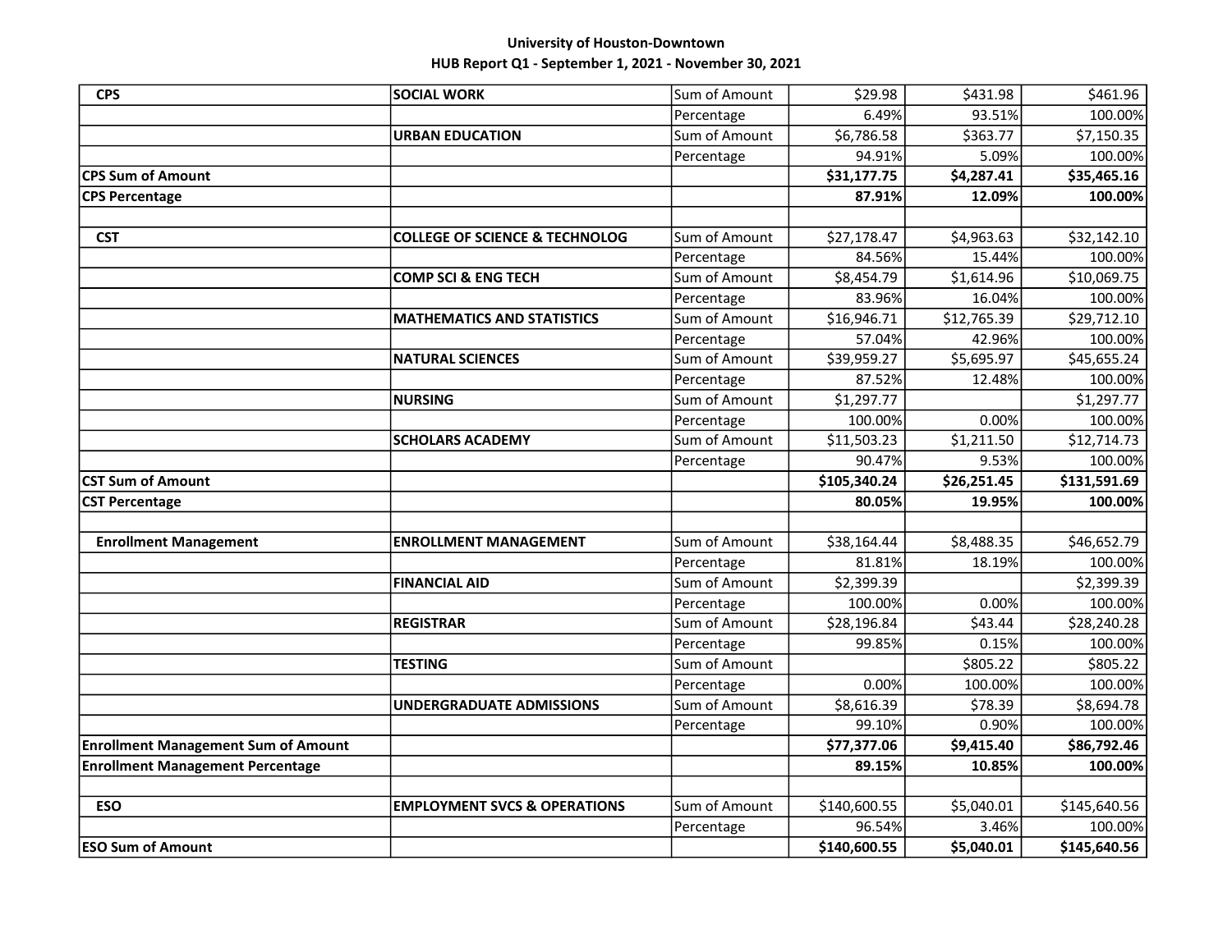**University of Houston-Downtown**
**HUB Report Q1 - September 1, 2021 - November 30, 2021**

| | | | | | |
|---|---|---|---|---|---|
| **CPS** | **SOCIAL WORK** | Sum of Amount | $29.98 | $431.98 | $461.96 |
| | | Percentage | 6.49% | 93.51% | 100.00% |
| | **URBAN EDUCATION** | Sum of Amount | $6,786.58 | $363.77 | $7,150.35 |
| | | Percentage | 94.91% | 5.09% | 100.00% |
| **CPS Sum of Amount** | | | **$31,177.75** | **$4,287.41** | **$35,465.16** |
| **CPS Percentage** | | | **87.91%** | **12.09%** | **100.00%** |
| | | | | | |
| **CST** | **COLLEGE OF SCIENCE & TECHNOLOG** | Sum of Amount | $27,178.47 | $4,963.63 | $32,142.10 |
| | | Percentage | 84.56% | 15.44% | 100.00% |
| | **COMP SCI & ENG TECH** | Sum of Amount | $8,454.79 | $1,614.96 | $10,069.75 |
| | | Percentage | 83.96% | 16.04% | 100.00% |
| | **MATHEMATICS AND STATISTICS** | Sum of Amount | $16,946.71 | $12,765.39 | $29,712.10 |
| | | Percentage | 57.04% | 42.96% | 100.00% |
| | **NATURAL SCIENCES** | Sum of Amount | $39,959.27 | $5,695.97 | $45,655.24 |
| | | Percentage | 87.52% | 12.48% | 100.00% |
| | **NURSING** | Sum of Amount | $1,297.77 | | $1,297.77 |
| | | Percentage | 100.00% | 0.00% | 100.00% |
| | **SCHOLARS ACADEMY** | Sum of Amount | $11,503.23 | $1,211.50 | $12,714.73 |
| | | Percentage | 90.47% | 9.53% | 100.00% |
| **CST Sum of Amount** | | | **$105,340.24** | **$26,251.45** | **$131,591.69** |
| **CST Percentage** | | | **80.05%** | **19.95%** | **100.00%** |
| | | | | | |
| **Enrollment Management** | **ENROLLMENT MANAGEMENT** | Sum of Amount | $38,164.44 | $8,488.35 | $46,652.79 |
| | | Percentage | 81.81% | 18.19% | 100.00% |
| | **FINANCIAL AID** | Sum of Amount | $2,399.39 | | $2,399.39 |
| | | Percentage | 100.00% | 0.00% | 100.00% |
| | **REGISTRAR** | Sum of Amount | $28,196.84 | $43.44 | $28,240.28 |
| | | Percentage | 99.85% | 0.15% | 100.00% |
| | **TESTING** | Sum of Amount | | $805.22 | $805.22 |
| | | Percentage | 0.00% | 100.00% | 100.00% |
| | **UNDERGRADUATE ADMISSIONS** | Sum of Amount | $8,616.39 | $78.39 | $8,694.78 |
| | | Percentage | 99.10% | 0.90% | 100.00% |
| **Enrollment Management Sum of Amount** | | | **$77,377.06** | **$9,415.40** | **$86,792.46** |
| **Enrollment Management Percentage** | | | **89.15%** | **10.85%** | **100.00%** |
| | | | | | |
| **ESO** | **EMPLOYMENT SVCS & OPERATIONS** | Sum of Amount | $140,600.55 | $5,040.01 | $145,640.56 |
| | | Percentage | 96.54% | 3.46% | 100.00% |
| **ESO Sum of Amount** | | | **$140,600.55** | **$5,040.01** | **$145,640.56** |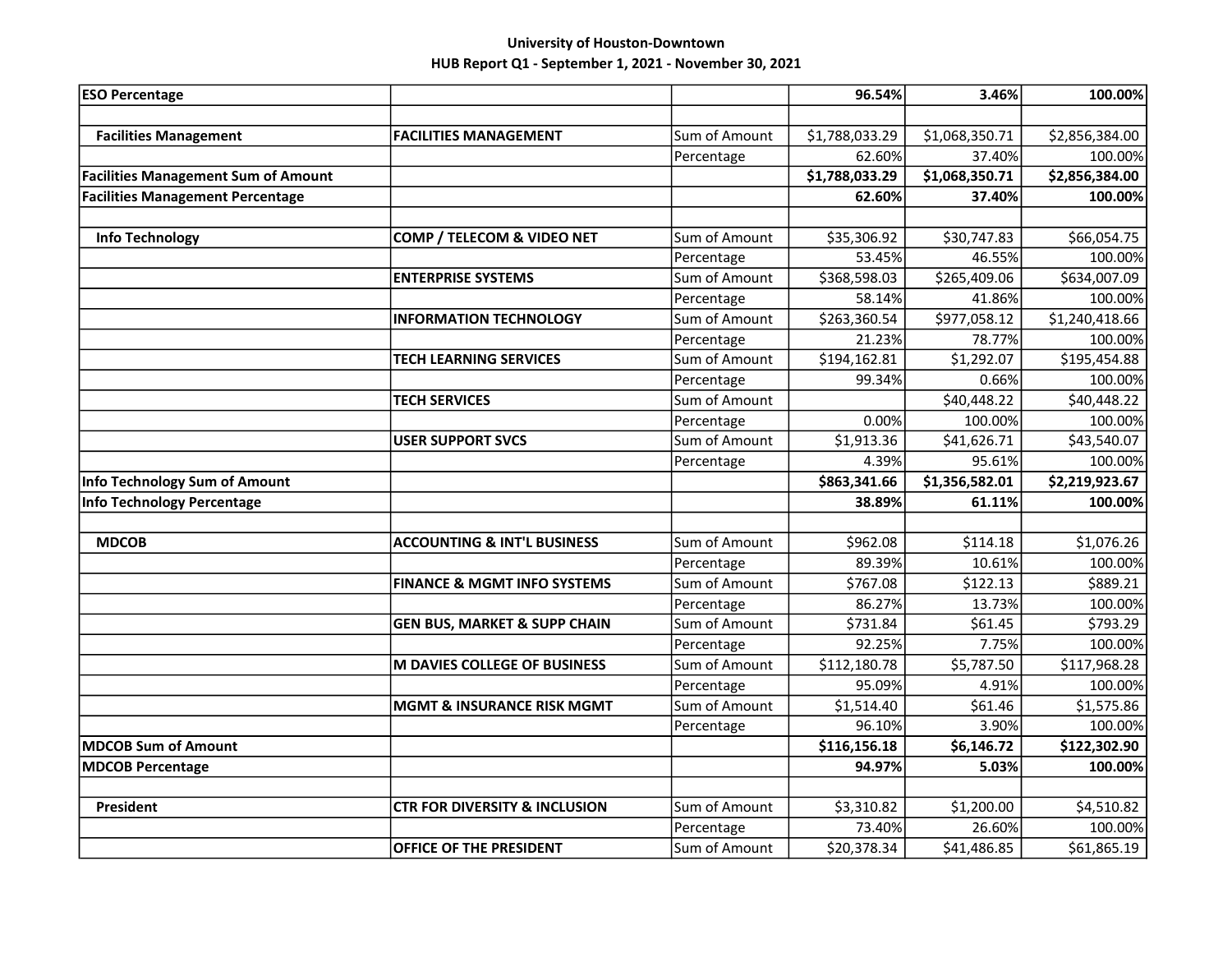**University of Houston-Downtown**
**HUB Report Q1 - September 1, 2021 - November 30, 2021**

| | | | | | |
|---|---|---|---|---|---|
| **ESO Percentage** | | | **96.54%** | **3.46%** | **100.00%** |
| | | | | | |
| **Facilities Management** | **FACILITIES MANAGEMENT** | Sum of Amount | $1,788,033.29 | $1,068,350.71 | $2,856,384.00 |
| | | Percentage | 62.60% | 37.40% | 100.00% |
| **Facilities Management Sum of Amount** | | | **$1,788,033.29** | **$1,068,350.71** | **$2,856,384.00** |
| **Facilities Management Percentage** | | | **62.60%** | **37.40%** | **100.00%** |
| | | | | | |
| **Info Technology** | **COMP / TELECOM & VIDEO NET** | Sum of Amount | $35,306.92 | $30,747.83 | $66,054.75 |
| | | Percentage | 53.45% | 46.55% | 100.00% |
| | **ENTERPRISE SYSTEMS** | Sum of Amount | $368,598.03 | $265,409.06 | $634,007.09 |
| | | Percentage | 58.14% | 41.86% | 100.00% |
| | **INFORMATION TECHNOLOGY** | Sum of Amount | $263,360.54 | $977,058.12 | $1,240,418.66 |
| | | Percentage | 21.23% | 78.77% | 100.00% |
| | **TECH LEARNING SERVICES** | Sum of Amount | $194,162.81 | $1,292.07 | $195,454.88 |
| | | Percentage | 99.34% | 0.66% | 100.00% |
| | **TECH SERVICES** | Sum of Amount | | $40,448.22 | $40,448.22 |
| | | Percentage | 0.00% | 100.00% | 100.00% |
| | **USER SUPPORT SVCS** | Sum of Amount | $1,913.36 | $41,626.71 | $43,540.07 |
| | | Percentage | 4.39% | 95.61% | 100.00% |
| **Info Technology Sum of Amount** | | | **$863,341.66** | **$1,356,582.01** | **$2,219,923.67** |
| **Info Technology Percentage** | | | **38.89%** | **61.11%** | **100.00%** |
| | | | | | |
| **MDCOB** | **ACCOUNTING & INT'L BUSINESS** | Sum of Amount | $962.08 | $114.18 | $1,076.26 |
| | | Percentage | 89.39% | 10.61% | 100.00% |
| | **FINANCE & MGMT INFO SYSTEMS** | Sum of Amount | $767.08 | $122.13 | $889.21 |
| | | Percentage | 86.27% | 13.73% | 100.00% |
| | **GEN BUS, MARKET & SUPP CHAIN** | Sum of Amount | $731.84 | $61.45 | $793.29 |
| | | Percentage | 92.25% | 7.75% | 100.00% |
| | **M DAVIES COLLEGE OF BUSINESS** | Sum of Amount | $112,180.78 | $5,787.50 | $117,968.28 |
| | | Percentage | 95.09% | 4.91% | 100.00% |
| | **MGMT & INSURANCE RISK MGMT** | Sum of Amount | $1,514.40 | $61.46 | $1,575.86 |
| | | Percentage | 96.10% | 3.90% | 100.00% |
| **MDCOB Sum of Amount** | | | **$116,156.18** | **$6,146.72** | **$122,302.90** |
| **MDCOB Percentage** | | | **94.97%** | **5.03%** | **100.00%** |
| | | | | | |
| **President** | **CTR FOR DIVERSITY & INCLUSION** | Sum of Amount | $3,310.82 | $1,200.00 | $4,510.82 |
| | | Percentage | 73.40% | 26.60% | 100.00% |
| | **OFFICE OF THE PRESIDENT** | Sum of Amount | $20,378.34 | $41,486.85 | $61,865.19 |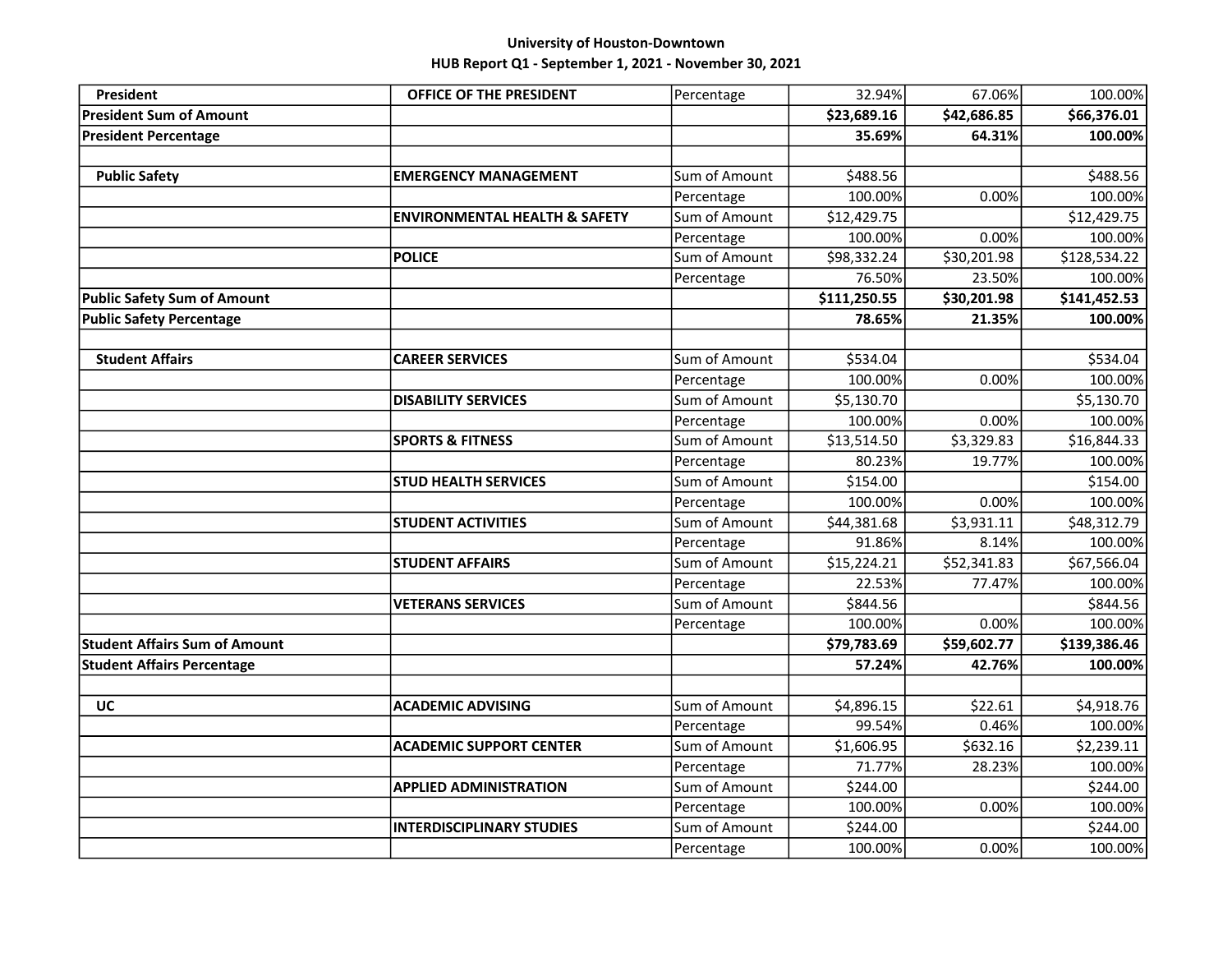**University of Houston-Downtown**

**HUB Report Q1 - September 1, 2021 - November 30, 2021**

| | | | | | |
|---|---|---|---|---|---|
| **President** | **OFFICE OF THE PRESIDENT** | Percentage | 32.94% | 67.06% | 100.00% |
| **President Sum of Amount** | | | **$23,689.16** | **$42,686.85** | **$66,376.01** |
| **President Percentage** | | | **35.69%** | **64.31%** | **100.00%** |
| | | | | | |
| **Public Safety** | **EMERGENCY MANAGEMENT** | Sum of Amount | $488.56 | | $488.56 |
| | | Percentage | 100.00% | 0.00% | 100.00% |
| | **ENVIRONMENTAL HEALTH & SAFETY** | Sum of Amount | $12,429.75 | | $12,429.75 |
| | | Percentage | 100.00% | 0.00% | 100.00% |
| | **POLICE** | Sum of Amount | $98,332.24 | $30,201.98 | $128,534.22 |
| | | Percentage | 76.50% | 23.50% | 100.00% |
| **Public Safety Sum of Amount** | | | **$111,250.55** | **$30,201.98** | **$141,452.53** |
| **Public Safety Percentage** | | | **78.65%** | **21.35%** | **100.00%** |
| | | | | | |
| **Student Affairs** | **CAREER SERVICES** | Sum of Amount | $534.04 | | $534.04 |
| | | Percentage | 100.00% | 0.00% | 100.00% |
| | **DISABILITY SERVICES** | Sum of Amount | $5,130.70 | | $5,130.70 |
| | | Percentage | 100.00% | 0.00% | 100.00% |
| | **SPORTS & FITNESS** | Sum of Amount | $13,514.50 | $3,329.83 | $16,844.33 |
| | | Percentage | 80.23% | 19.77% | 100.00% |
| | **STUD HEALTH SERVICES** | Sum of Amount | $154.00 | | $154.00 |
| | | Percentage | 100.00% | 0.00% | 100.00% |
| | **STUDENT ACTIVITIES** | Sum of Amount | $44,381.68 | $3,931.11 | $48,312.79 |
| | | Percentage | 91.86% | 8.14% | 100.00% |
| | **STUDENT AFFAIRS** | Sum of Amount | $15,224.21 | $52,341.83 | $67,566.04 |
| | | Percentage | 22.53% | 77.47% | 100.00% |
| | **VETERANS SERVICES** | Sum of Amount | $844.56 | | $844.56 |
| | | Percentage | 100.00% | 0.00% | 100.00% |
| **Student Affairs Sum of Amount** | | | **$79,783.69** | **$59,602.77** | **$139,386.46** |
| **Student Affairs Percentage** | | | **57.24%** | **42.76%** | **100.00%** |
| | | | | | |
| **UC** | **ACADEMIC ADVISING** | Sum of Amount | $4,896.15 | $22.61 | $4,918.76 |
| | | Percentage | 99.54% | 0.46% | 100.00% |
| | **ACADEMIC SUPPORT CENTER** | Sum of Amount | $1,606.95 | $632.16 | $2,239.11 |
| | | Percentage | 71.77% | 28.23% | 100.00% |
| | **APPLIED ADMINISTRATION** | Sum of Amount | $244.00 | | $244.00 |
| | | Percentage | 100.00% | 0.00% | 100.00% |
| | **INTERDISCIPLINARY STUDIES** | Sum of Amount | $244.00 | | $244.00 |
| | | Percentage | 100.00% | 0.00% | 100.00% |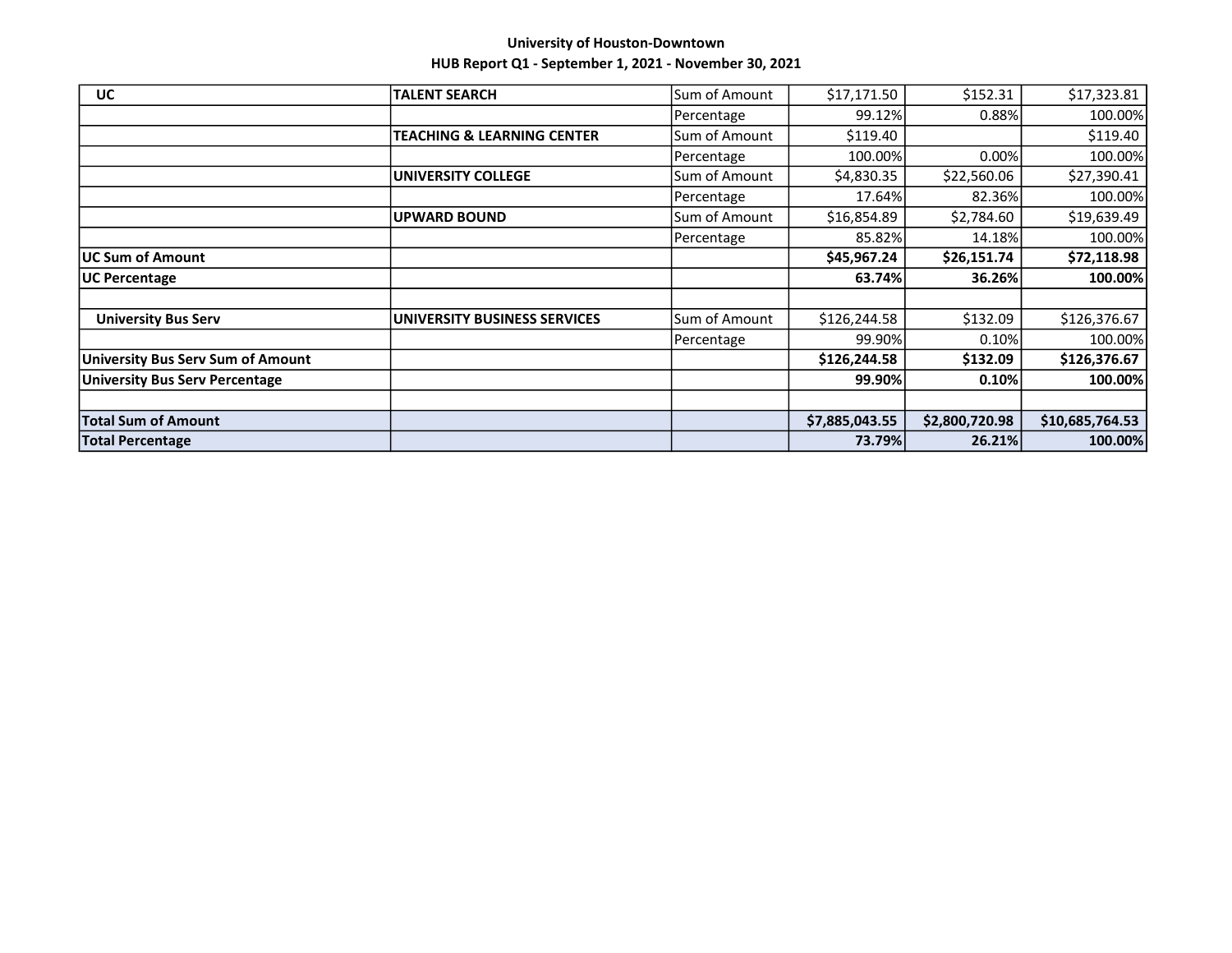**University of Houston-Downtown**
**HUB Report Q1 - September 1, 2021 - November 30, 2021**

| | | | | | |
|---|---|---|---|---|---|
| **UC** | **TALENT SEARCH** | Sum of Amount | $17,171.50 | $152.31 | $17,323.81 |
| | | Percentage | 99.12% | 0.88% | 100.00% |
| | **TEACHING & LEARNING CENTER** | Sum of Amount | $119.40 | | $119.40 |
| | | Percentage | 100.00% | 0.00% | 100.00% |
| | **UNIVERSITY COLLEGE** | Sum of Amount | $4,830.35 | $22,560.06 | $27,390.41 |
| | | Percentage | 17.64% | 82.36% | 100.00% |
| | **UPWARD BOUND** | Sum of Amount | $16,854.89 | $2,784.60 | $19,639.49 |
| | | Percentage | 85.82% | 14.18% | 100.00% |
| **UC Sum of Amount** | | | **$45,967.24** | **$26,151.74** | **$72,118.98** |
| **UC Percentage** | | | **63.74%** | **36.26%** | **100.00%** |
| | | | | | |
| **University Bus Serv** | **UNIVERSITY BUSINESS SERVICES** | Sum of Amount | $126,244.58 | $132.09 | $126,376.67 |
| | | Percentage | 99.90% | 0.10% | 100.00% |
| **University Bus Serv Sum of Amount** | | | **$126,244.58** | **$132.09** | **$126,376.67** |
| **University Bus Serv Percentage** | | | **99.90%** | **0.10%** | **100.00%** |
| | | | | | |
| **Total Sum of Amount** | | | **$7,885,043.55** | **$2,800,720.98** | **$10,685,764.53** |
| **Total Percentage** | | | **73.79%** | **26.21%** | **100.00%** |